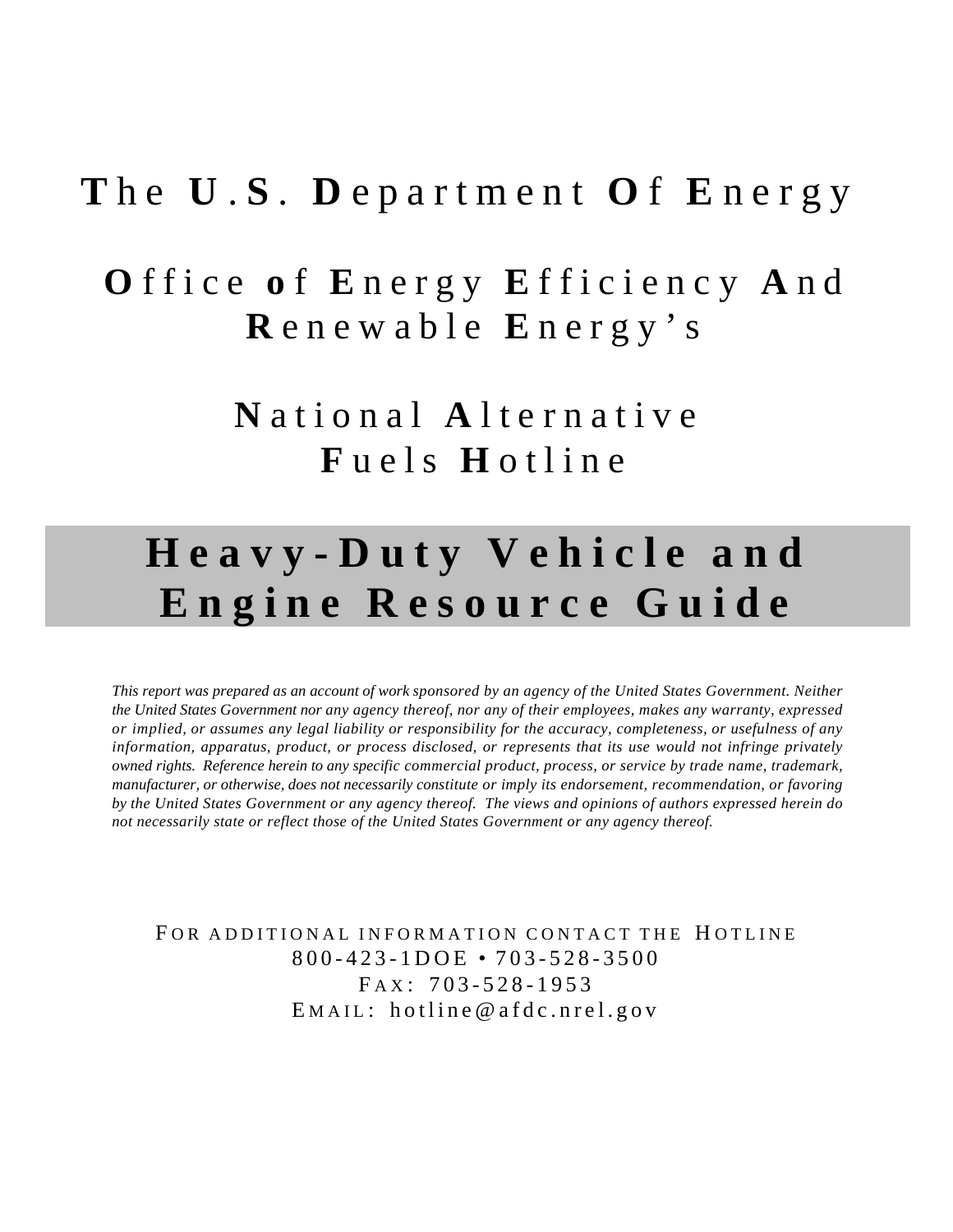# The U.S. Department Of Energy

## Office of Energy Efficiency And Renewable Energy's

## National Alternative Fuels Hotline

# Heavy-Duty Vehicle and Engine Resource Guide

*This report was prepared as an account of work sponsored by an agency of the United States Government. Neither the United States Government nor any agency thereof, nor any of their employees, makes any warranty, expressed or implied, or assumes any legal liability or responsibility for the accuracy, completeness, or usefulness of any information, apparatus, product, or process disclosed, or represents that its use would not infringe privately owned rights. Reference herein to any specific commercial product, process, or service by trade name, trademark, manufacturer, or otherwise, does not necessarily constitute or imply its endorsement, recommendation, or favoring by the United States Government or any agency thereof. The views and opinions of authors expressed herein do not necessarily state or reflect those of the United States Government or any agency thereof.*

FOR ADDITIONAL INFORMATION CONTACT THE HOTLINE
800-423-1DOE • 703-528-3500
FAX: 703-528-1953
EMAIL: hotline@afdc.nrel.gov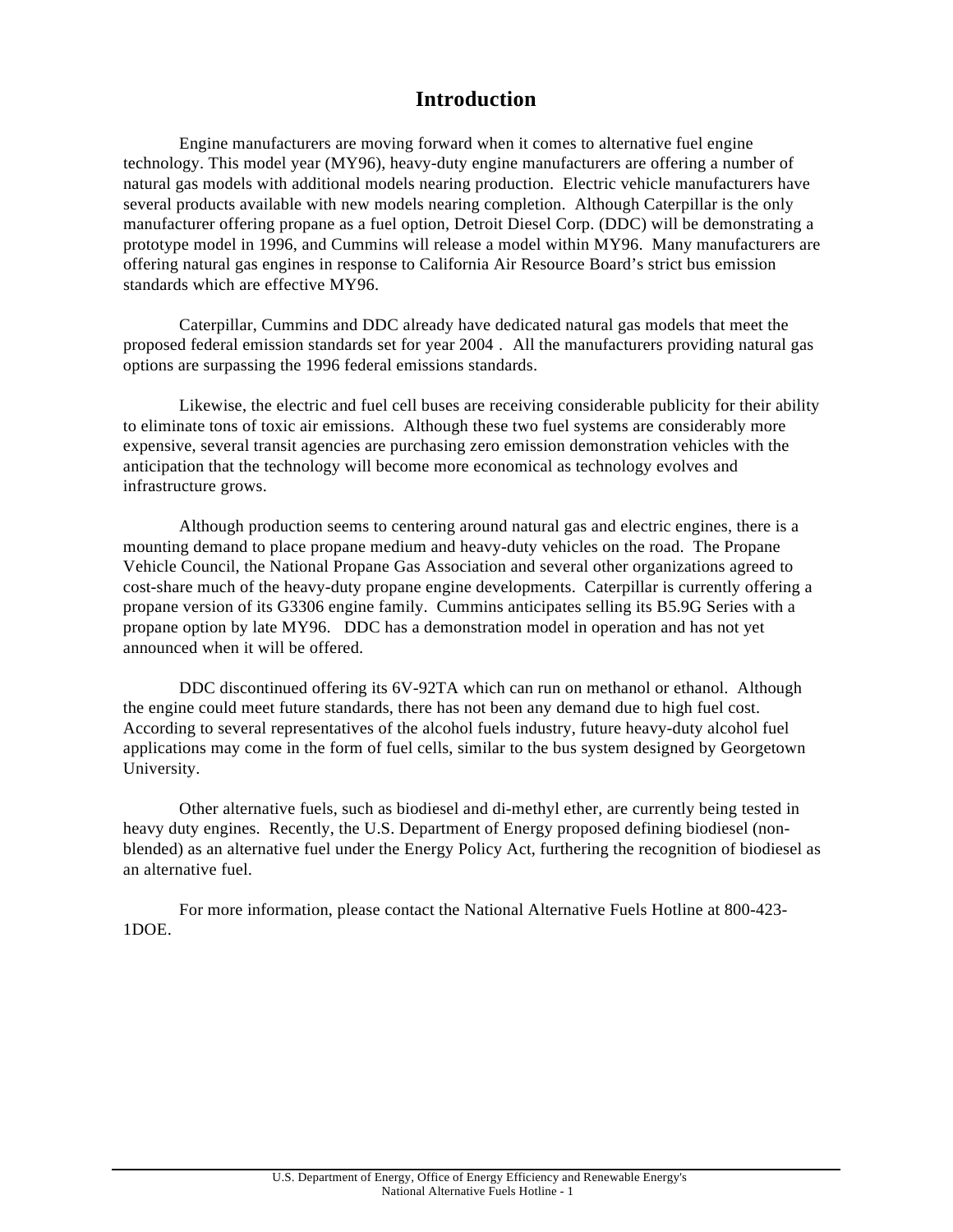# Introduction

Engine manufacturers are moving forward when it comes to alternative fuel engine technology. This model year (MY96), heavy-duty engine manufacturers are offering a number of natural gas models with additional models nearing production. Electric vehicle manufacturers have several products available with new models nearing completion. Although Caterpillar is the only manufacturer offering propane as a fuel option, Detroit Diesel Corp. (DDC) will be demonstrating a prototype model in 1996, and Cummins will release a model within MY96. Many manufacturers are offering natural gas engines in response to California Air Resource Board's strict bus emission standards which are effective MY96.

Caterpillar, Cummins and DDC already have dedicated natural gas models that meet the proposed federal emission standards set for year 2004 . All the manufacturers providing natural gas options are surpassing the 1996 federal emissions standards.

Likewise, the electric and fuel cell buses are receiving considerable publicity for their ability to eliminate tons of toxic air emissions. Although these two fuel systems are considerably more expensive, several transit agencies are purchasing zero emission demonstration vehicles with the anticipation that the technology will become more economical as technology evolves and infrastructure grows.

Although production seems to centering around natural gas and electric engines, there is a mounting demand to place propane medium and heavy-duty vehicles on the road. The Propane Vehicle Council, the National Propane Gas Association and several other organizations agreed to cost-share much of the heavy-duty propane engine developments. Caterpillar is currently offering a propane version of its G3306 engine family. Cummins anticipates selling its B5.9G Series with a propane option by late MY96. DDC has a demonstration model in operation and has not yet announced when it will be offered.

DDC discontinued offering its 6V-92TA which can run on methanol or ethanol. Although the engine could meet future standards, there has not been any demand due to high fuel cost. According to several representatives of the alcohol fuels industry, future heavy-duty alcohol fuel applications may come in the form of fuel cells, similar to the bus system designed by Georgetown University.

Other alternative fuels, such as biodiesel and di-methyl ether, are currently being tested in heavy duty engines. Recently, the U.S. Department of Energy proposed defining biodiesel (non-blended) as an alternative fuel under the Energy Policy Act, furthering the recognition of biodiesel as an alternative fuel.

For more information, please contact the National Alternative Fuels Hotline at 800-423-1DOE.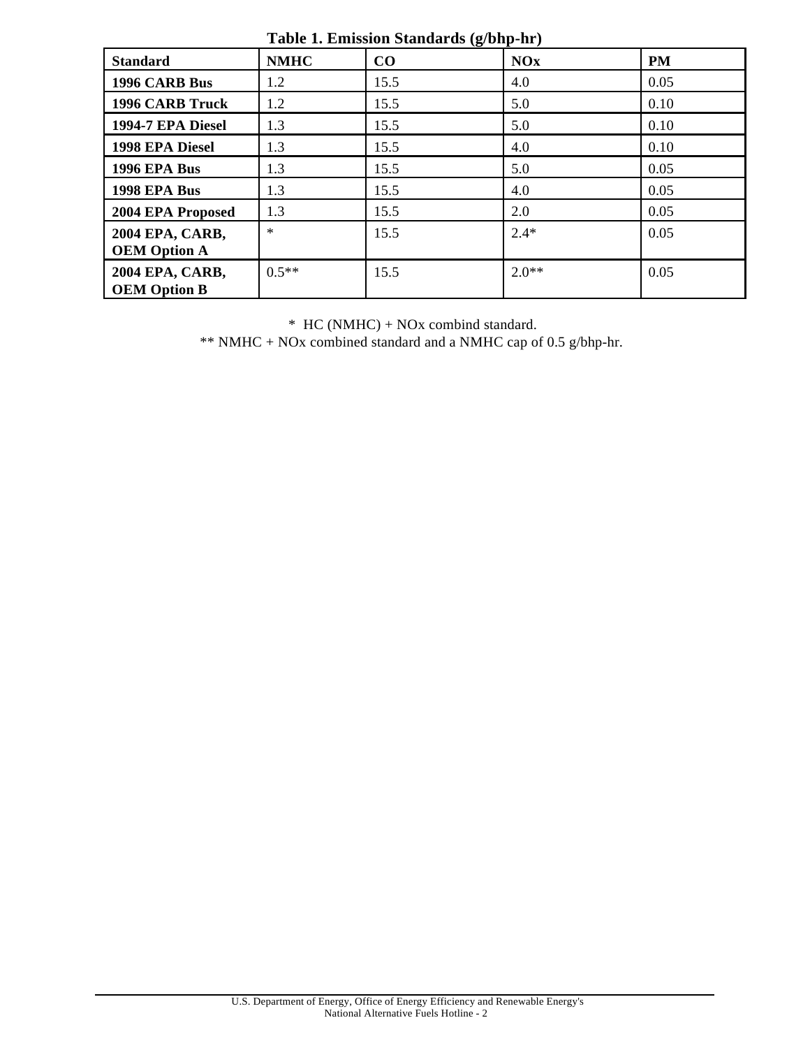**Table 1. Emission Standards (g/bhp-hr)**

| Standard | NMHC | CO | NOx | PM |
|---|---|---|---|---|
| **1996 CARB Bus** | 1.2 | 15.5 | 4.0 | 0.05 |
| **1996 CARB Truck** | 1.2 | 15.5 | 5.0 | 0.10 |
| **1994-7 EPA Diesel** | 1.3 | 15.5 | 5.0 | 0.10 |
| **1998 EPA Diesel** | 1.3 | 15.5 | 4.0 | 0.10 |
| **1996 EPA Bus** | 1.3 | 15.5 | 5.0 | 0.05 |
| **1998 EPA Bus** | 1.3 | 15.5 | 4.0 | 0.05 |
| **2004 EPA Proposed** | 1.3 | 15.5 | 2.0 | 0.05 |
| **2004 EPA, CARB, OEM Option A** | * | 15.5 | 2.4* | 0.05 |
| **2004 EPA, CARB, OEM Option B** | 0.5** | 15.5 | 2.0** | 0.05 |

\* HC (NMHC) + NOx combind standard.

** NMHC + NOx combined standard and a NMHC cap of 0.5 g/bhp-hr.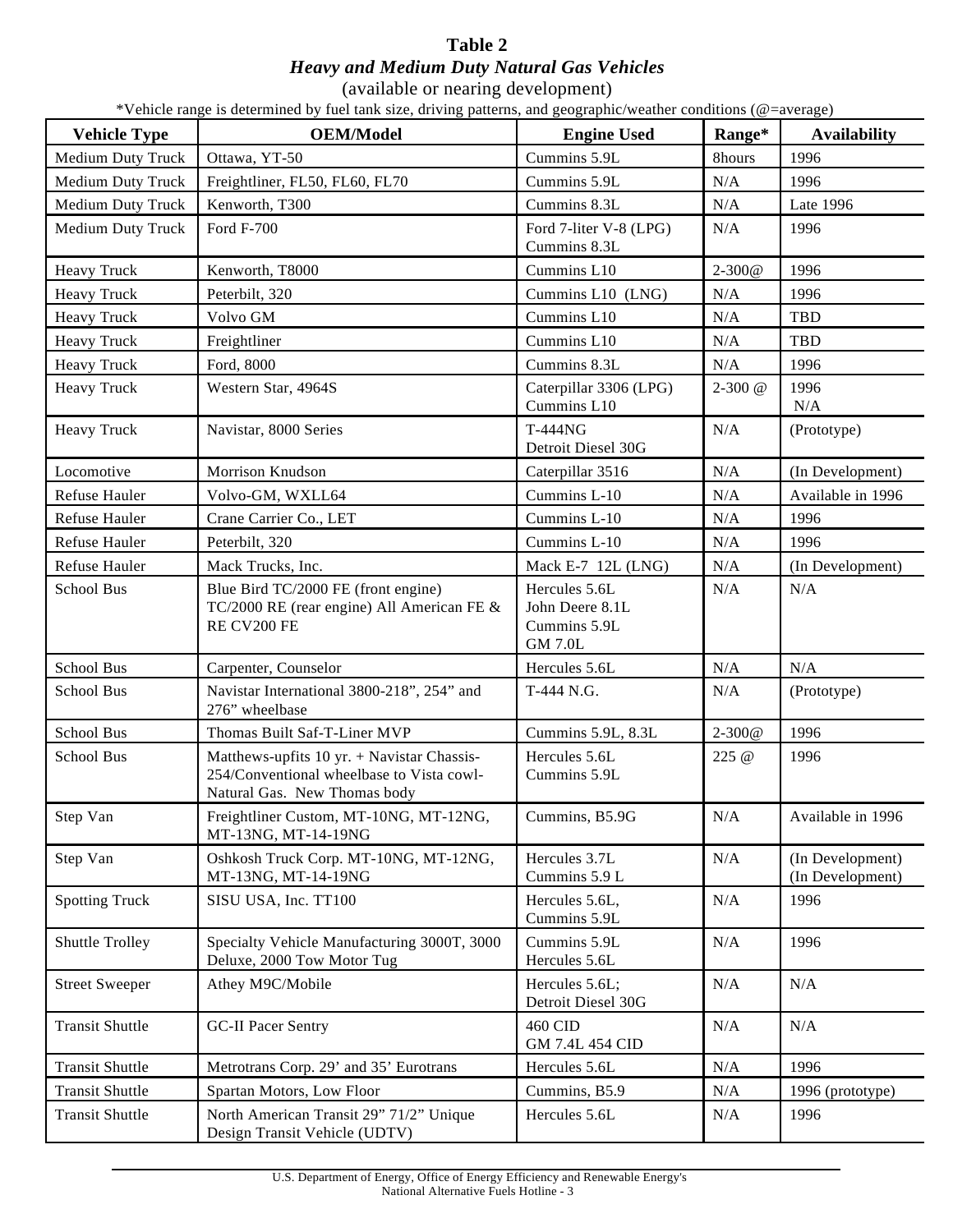# Table 2

## *Heavy and Medium Duty Natural Gas Vehicles*

(available or nearing development)

*Vehicle range is determined by fuel tank size, driving patterns, and geographic/weather conditions (@=average)

| Vehicle Type | OEM/Model | Engine Used | Range* | Availability |
|---|---|---|---|---|
| Medium Duty Truck | Ottawa, YT-50 | Cummins 5.9L | 8hours | 1996 |
| Medium Duty Truck | Freightliner, FL50, FL60, FL70 | Cummins 5.9L | N/A | 1996 |
| Medium Duty Truck | Kenworth, T300 | Cummins 8.3L | N/A | Late 1996 |
| Medium Duty Truck | Ford F-700 | Ford 7-liter V-8 (LPG)<br>Cummins 8.3L | N/A | 1996 |
| Heavy Truck | Kenworth, T8000 | Cummins L10 | 2-300@ | 1996 |
| Heavy Truck | Peterbilt, 320 | Cummins L10 (LNG) | N/A | 1996 |
| Heavy Truck | Volvo GM | Cummins L10 | N/A | TBD |
| Heavy Truck | Freightliner | Cummins L10 | N/A | TBD |
| Heavy Truck | Ford, 8000 | Cummins 8.3L | N/A | 1996 |
| Heavy Truck | Western Star, 4964S | Caterpillar 3306 (LPG)<br>Cummins L10 | 2-300 @ | 1996<br>N/A |
| Heavy Truck | Navistar, 8000 Series | T-444NG<br>Detroit Diesel 30G | N/A | (Prototype) |
| Locomotive | Morrison Knudson | Caterpillar 3516 | N/A | (In Development) |
| Refuse Hauler | Volvo-GM, WXLL64 | Cummins L-10 | N/A | Available in 1996 |
| Refuse Hauler | Crane Carrier Co., LET | Cummins L-10 | N/A | 1996 |
| Refuse Hauler | Peterbilt, 320 | Cummins L-10 | N/A | 1996 |
| Refuse Hauler | Mack Trucks, Inc. | Mack E-7 12L (LNG) | N/A | (In Development) |
| School Bus | Blue Bird TC/2000 FE (front engine)<br>TC/2000 RE (rear engine) All American FE & RE CV200 FE | Hercules 5.6L<br>John Deere 8.1L<br>Cummins 5.9L<br>GM 7.0L | N/A | N/A |
| School Bus | Carpenter, Counselor | Hercules 5.6L | N/A | N/A |
| School Bus | Navistar International 3800-218", 254" and 276" wheelbase | T-444 N.G. | N/A | (Prototype) |
| School Bus | Thomas Built Saf-T-Liner MVP | Cummins 5.9L, 8.3L | 2-300@ | 1996 |
| School Bus | Matthews-upfits 10 yr. + Navistar Chassis-254/Conventional wheelbase to Vista cowl-Natural Gas. New Thomas body | Hercules 5.6L<br>Cummins 5.9L | 225 @ | 1996 |
| Step Van | Freightliner Custom, MT-10NG, MT-12NG, MT-13NG, MT-14-19NG | Cummins, B5.9G | N/A | Available in 1996 |
| Step Van | Oshkosh Truck Corp. MT-10NG, MT-12NG, MT-13NG, MT-14-19NG | Hercules 3.7L<br>Cummins 5.9 L | N/A | (In Development)<br>(In Development) |
| Spotting Truck | SISU USA, Inc. TT100 | Hercules 5.6L,<br>Cummins 5.9L | N/A | 1996 |
| Shuttle Trolley | Specialty Vehicle Manufacturing 3000T, 3000 Deluxe, 2000 Tow Motor Tug | Cummins 5.9L<br>Hercules 5.6L | N/A | 1996 |
| Street Sweeper | Athey M9C/Mobile | Hercules 5.6L;<br>Detroit Diesel 30G | N/A | N/A |
| Transit Shuttle | GC-II Pacer Sentry | 460 CID<br>GM 7.4L 454 CID | N/A | N/A |
| Transit Shuttle | Metrotrans Corp. 29' and 35' Eurotrans | Hercules 5.6L | N/A | 1996 |
| Transit Shuttle | Spartan Motors, Low Floor | Cummins, B5.9 | N/A | 1996 (prototype) |
| Transit Shuttle | North American Transit 29" 71/2" Unique Design Transit Vehicle (UDTV) | Hercules 5.6L | N/A | 1996 |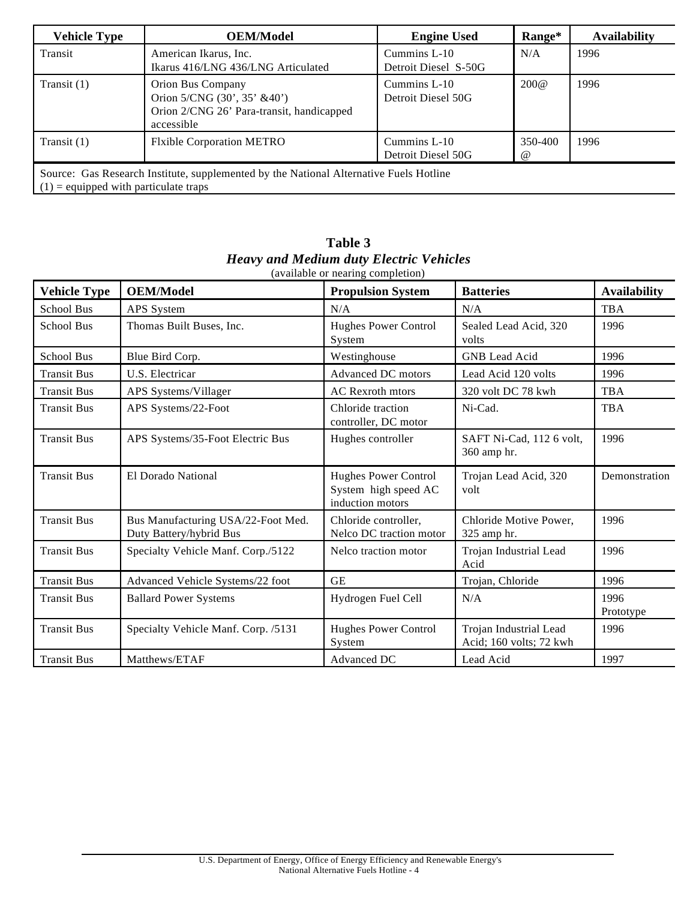| Vehicle Type | OEM/Model | Engine Used | Range* | Availability |
|---|---|---|---|---|
| Transit | American Ikarus, Inc.<br>Ikarus 416/LNG 436/LNG Articulated | Cummins L-10<br>Detroit Diesel S-50G | N/A | 1996 |
| Transit (1) | Orion Bus Company<br>Orion 5/CNG (30', 35' &40')<br>Orion 2/CNG 26' Para-transit, handicapped accessible | Cummins L-10<br>Detroit Diesel 50G | 200@ | 1996 |
| Transit (1) | Flxible Corporation METRO | Cummins L-10<br>Detroit Diesel 50G | 350-400 @ | 1996 |

Source: Gas Research Institute, supplemented by the National Alternative Fuels Hotline
(1) = equipped with particulate traps

**Table 3**
***Heavy and Medium duty Electric Vehicles***
(available or nearing completion)

| Vehicle Type | OEM/Model | Propulsion System | Batteries | Availability |
|---|---|---|---|---|
| School Bus | APS System | N/A | N/A | TBA |
| School Bus | Thomas Built Buses, Inc. | Hughes Power Control System | Sealed Lead Acid, 320 volts | 1996 |
| School Bus | Blue Bird Corp. | Westinghouse | GNB Lead Acid | 1996 |
| Transit Bus | U.S. Electricar | Advanced DC motors | Lead Acid 120 volts | 1996 |
| Transit Bus | APS Systems/Villager | AC Rexroth mtors | 320 volt DC 78 kwh | TBA |
| Transit Bus | APS Systems/22-Foot | Chloride traction controller, DC motor | Ni-Cad. | TBA |
| Transit Bus | APS Systems/35-Foot Electric Bus | Hughes controller | SAFT Ni-Cad, 112 6 volt, 360 amp hr. | 1996 |
| Transit Bus | El Dorado National | Hughes Power Control System high speed AC induction motors | Trojan Lead Acid, 320 volt | Demonstration |
| Transit Bus | Bus Manufacturing USA/22-Foot Med. Duty Battery/hybrid Bus | Chloride controller, Nelco DC traction motor | Chloride Motive Power, 325 amp hr. | 1996 |
| Transit Bus | Specialty Vehicle Manf. Corp./5122 | Nelco traction motor | Trojan Industrial Lead Acid | 1996 |
| Transit Bus | Advanced Vehicle Systems/22 foot | GE | Trojan, Chloride | 1996 |
| Transit Bus | Ballard Power Systems | Hydrogen Fuel Cell | N/A | 1996 Prototype |
| Transit Bus | Specialty Vehicle Manf. Corp. /5131 | Hughes Power Control System | Trojan Industrial Lead Acid; 160 volts; 72 kwh | 1996 |
| Transit Bus | Matthews/ETAF | Advanced DC | Lead Acid | 1997 |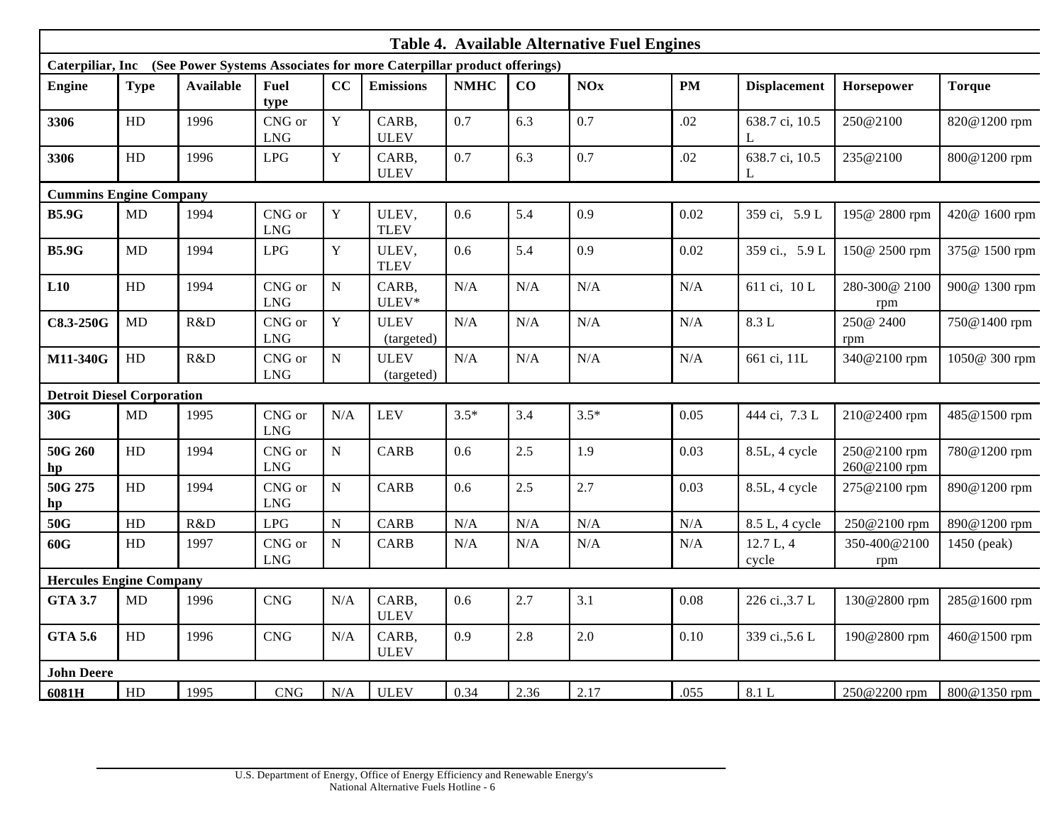**Table 4. Available Alternative Fuel Engines**

| Engine | Type | Available | Fuel type | CC | Emissions | NMHC | CO | NOx | PM | Displacement | Horsepower | Torque |
|---|---|---|---|---|---|---|---|---|---|---|---|---|
| **Caterpiliar, Inc (See Power Systems Associates for more Caterpillar product offerings)** | | | | | | | | | | | | |
| **3306** | HD | 1996 | CNG or LNG | Y | CARB, ULEV | 0.7 | 6.3 | 0.7 | .02 | 638.7 ci, 10.5 L | 250@2100 | 820@1200 rpm |
| **3306** | HD | 1996 | LPG | Y | CARB, ULEV | 0.7 | 6.3 | 0.7 | .02 | 638.7 ci, 10.5 L | 235@2100 | 800@1200 rpm |
| **Cummins Engine Company** | | | | | | | | | | | | |
| **B5.9G** | MD | 1994 | CNG or LNG | Y | ULEV, TLEV | 0.6 | 5.4 | 0.9 | 0.02 | 359 ci, 5.9 L | 195@ 2800 rpm | 420@ 1600 rpm |
| **B5.9G** | MD | 1994 | LPG | Y | ULEV, TLEV | 0.6 | 5.4 | 0.9 | 0.02 | 359 ci., 5.9 L | 150@ 2500 rpm | 375@ 1500 rpm |
| **L10** | HD | 1994 | CNG or LNG | N | CARB, ULEV* | N/A | N/A | N/A | N/A | 611 ci, 10 L | 280-300@ 2100 rpm | 900@ 1300 rpm |
| **C8.3-250G** | MD | R&D | CNG or LNG | Y | ULEV (targeted) | N/A | N/A | N/A | N/A | 8.3 L | 250@ 2400 rpm | 750@1400 rpm |
| **M11-340G** | HD | R&D | CNG or LNG | N | ULEV (targeted) | N/A | N/A | N/A | N/A | 661 ci, 11L | 340@2100 rpm | 1050@ 300 rpm |
| **Detroit Diesel Corporation** | | | | | | | | | | | | |
| **30G** | MD | 1995 | CNG or LNG | N/A | LEV | 3.5* | 3.4 | 3.5* | 0.05 | 444 ci, 7.3 L | 210@2400 rpm | 485@1500 rpm |
| **50G 260 hp** | HD | 1994 | CNG or LNG | N | CARB | 0.6 | 2.5 | 1.9 | 0.03 | 8.5L, 4 cycle | 250@2100 rpm 260@2100 rpm | 780@1200 rpm |
| **50G 275 hp** | HD | 1994 | CNG or LNG | N | CARB | 0.6 | 2.5 | 2.7 | 0.03 | 8.5L, 4 cycle | 275@2100 rpm | 890@1200 rpm |
| **50G** | HD | R&D | LPG | N | CARB | N/A | N/A | N/A | N/A | 8.5 L, 4 cycle | 250@2100 rpm | 890@1200 rpm |
| **60G** | HD | 1997 | CNG or LNG | N | CARB | N/A | N/A | N/A | N/A | 12.7 L, 4 cycle | 350-400@2100 rpm | 1450 (peak) |
| **Hercules Engine Company** | | | | | | | | | | | | |
| **GTA 3.7** | MD | 1996 | CNG | N/A | CARB, ULEV | 0.6 | 2.7 | 3.1 | 0.08 | 226 ci.,3.7 L | 130@2800 rpm | 285@1600 rpm |
| **GTA 5.6** | HD | 1996 | CNG | N/A | CARB, ULEV | 0.9 | 2.8 | 2.0 | 0.10 | 339 ci.,5.6 L | 190@2800 rpm | 460@1500 rpm |
| **John Deere** | | | | | | | | | | | | |
| **6081H** | HD | 1995 | CNG | N/A | ULEV | 0.34 | 2.36 | 2.17 | .055 | 8.1 L | 250@2200 rpm | 800@1350 rpm |

U.S. Department of Energy, Office of Energy Efficiency and Renewable Energy's National Alternative Fuels Hotline - 6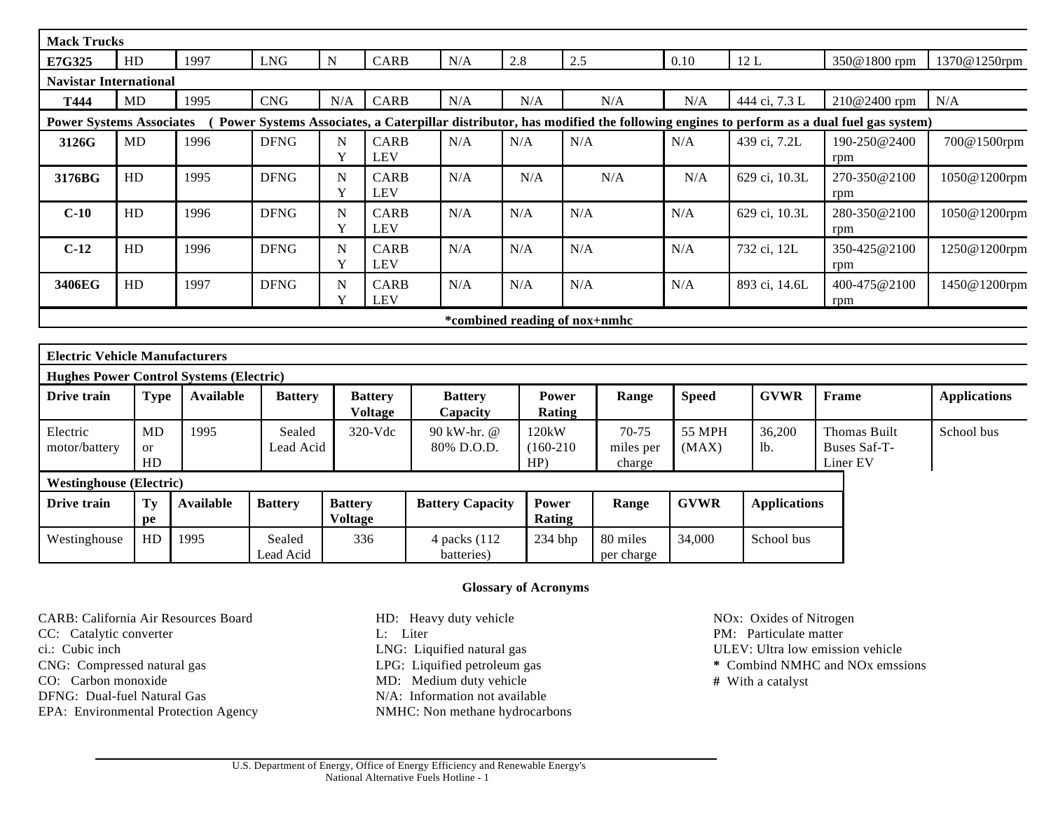| | | | | | | | | | | | | |
|---|---|---|---|---|---|---|---|---|---|---|---|---|
| **Mack Trucks** | | | | | | | | | | | | |
| **E7G325** | HD | 1997 | LNG | N | CARB | N/A | 2.8 | 2.5 | 0.10 | 12 L | 350@1800 rpm | 1370@1250rpm |
| **Navistar International** | | | | | | | | | | | | |
| **T444** | MD | 1995 | CNG | N/A | CARB | N/A | N/A | N/A | N/A | 444 ci, 7.3 L | 210@2400 rpm | N/A |
| **Power Systems Associates** ( **Power Systems Associates, a Caterpillar distributor, has modified the following engines to perform as a dual fuel gas system)** | | | | | | | | | | | | |
| **3126G** | MD | 1996 | DFNG | N Y | CARB LEV | N/A | N/A | N/A | N/A | 439 ci, 7.2L | 190-250@2400 rpm | 700@1500rpm |
| **3176BG** | HD | 1995 | DFNG | N Y | CARB LEV | N/A | N/A | N/A | N/A | 629 ci, 10.3L | 270-350@2100 rpm | 1050@1200rpm |
| **C-10** | HD | 1996 | DFNG | N Y | CARB LEV | N/A | N/A | N/A | N/A | 629 ci, 10.3L | 280-350@2100 rpm | 1050@1200rpm |
| **C-12** | HD | 1996 | DFNG | N Y | CARB LEV | N/A | N/A | N/A | N/A | 732 ci, 12L | 350-425@2100 rpm | 1250@1200rpm |
| **3406EG** | HD | 1997 | DFNG | N Y | CARB LEV | N/A | N/A | N/A | N/A | 893 ci, 14.6L | 400-475@2100 rpm | 1450@1200rpm |

**\*combined reading of nox+nmhc**

**Electric Vehicle Manufacturers**

**Hughes Power Control Systems (Electric)**

| Drive train | Type | Available | Battery | Battery Voltage | Battery Capacity | Power Rating | Range | Speed | GVWR | Frame | Applications |
|---|---|---|---|---|---|---|---|---|---|---|---|
| Electric motor/battery | MD or HD | 1995 | Sealed Lead Acid | 320-Vdc | 90 kW-hr. @ 80% D.O.D. | 120kW (160-210 HP) | 70-75 miles per charge | 55 MPH (MAX) | 36,200 lb. | Thomas Built Buses Saf-T-Liner EV | School bus |

**Westinghouse (Electric)**

| Drive train | Type | Available | Battery | Battery Voltage | Battery Capacity | Power Rating | Range | GVWR | Applications |
|---|---|---|---|---|---|---|---|---|---|
| Westinghouse | HD | 1995 | Sealed Lead Acid | 336 | 4 packs (112 batteries) | 234 bhp | 80 miles per charge | 34,000 | School bus |

### Glossary of Acronyms

CARB: California Air Resources Board
CC: Catalytic converter
ci.: Cubic inch
CNG: Compressed natural gas
CO: Carbon monoxide
DFNG: Dual-fuel Natural Gas
EPA: Environmental Protection Agency
HD: Heavy duty vehicle
L: Liter
LNG: Liquified natural gas
LPG: Liquified petroleum gas
MD: Medium duty vehicle
N/A: Information not available
NMHC: Non methane hydrocarbons
NOx: Oxides of Nitrogen
PM: Particulate matter
ULEV: Ultra low emission vehicle
**\*** Combind NMHC and NOx emssions
**#** With a catalyst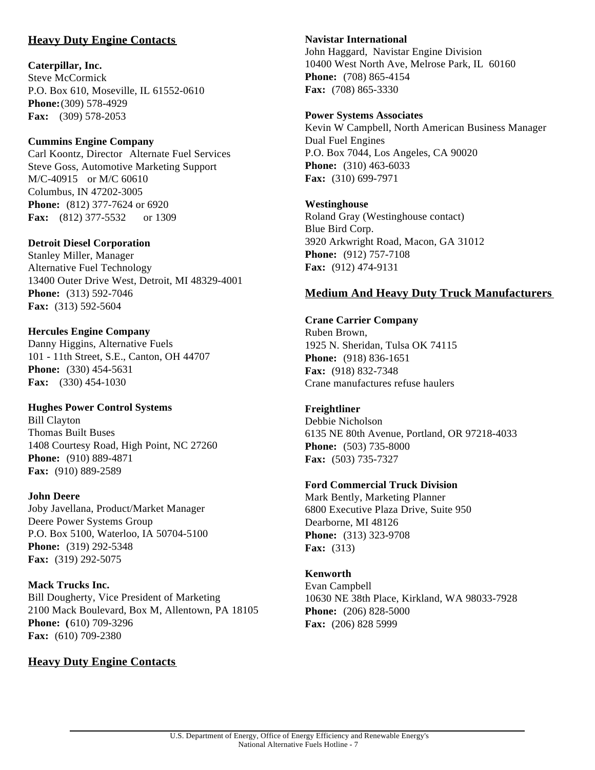## Heavy Duty Engine Contacts

**Caterpillar, Inc.**
Steve McCormick
P.O. Box 610, Moseville, IL 61552-0610
**Phone:** (309) 578-4929
**Fax:** (309) 578-2053

**Cummins Engine Company**
Carl Koontz, Director Alternate Fuel Services
Steve Goss, Automotive Marketing Support
M/C-40915 or M/C 60610
Columbus, IN 47202-3005
**Phone:** (812) 377-7624 or 6920
**Fax:** (812) 377-5532 or 1309

**Detroit Diesel Corporation**
Stanley Miller, Manager
Alternative Fuel Technology
13400 Outer Drive West, Detroit, MI 48329-4001
**Phone:** (313) 592-7046
**Fax:** (313) 592-5604

**Hercules Engine Company**
Danny Higgins, Alternative Fuels
101 - 11th Street, S.E., Canton, OH 44707
**Phone:** (330) 454-5631
**Fax:** (330) 454-1030

**Hughes Power Control Systems**
Bill Clayton
Thomas Built Buses
1408 Courtesy Road, High Point, NC 27260
**Phone:** (910) 889-4871
**Fax:** (910) 889-2589

**John Deere**
Joby Javellana, Product/Market Manager
Deere Power Systems Group
P.O. Box 5100, Waterloo, IA 50704-5100
**Phone:** (319) 292-5348
**Fax:** (319) 292-5075

**Mack Trucks Inc.**
Bill Dougherty, Vice President of Marketing
2100 Mack Boulevard, Box M, Allentown, PA 18105
**Phone: (**610) 709-3296
**Fax:** (610) 709-2380

## Heavy Duty Engine Contacts

**Navistar International**
John Haggard, Navistar Engine Division
10400 West North Ave, Melrose Park, IL 60160
**Phone:** (708) 865-4154
**Fax:** (708) 865-3330

**Power Systems Associates**
Kevin W Campbell, North American Business Manager
Dual Fuel Engines
P.O. Box 7044, Los Angeles, CA 90020
**Phone:** (310) 463-6033
**Fax:** (310) 699-7971

**Westinghouse**
Roland Gray (Westinghouse contact)
Blue Bird Corp.
3920 Arkwright Road, Macon, GA 31012
**Phone:** (912) 757-7108
**Fax:** (912) 474-9131

## Medium And Heavy Duty Truck Manufacturers

**Crane Carrier Company**
Ruben Brown,
1925 N. Sheridan, Tulsa OK 74115
**Phone:** (918) 836-1651
**Fax:** (918) 832-7348
Crane manufactures refuse haulers

**Freightliner**
Debbie Nicholson
6135 NE 80th Avenue, Portland, OR 97218-4033
**Phone:** (503) 735-8000
**Fax:** (503) 735-7327

**Ford Commercial Truck Division**
Mark Bently, Marketing Planner
6800 Executive Plaza Drive, Suite 950
Dearborne, MI 48126
**Phone:** (313) 323-9708
**Fax:** (313)

**Kenworth**
Evan Campbell
10630 NE 38th Place, Kirkland, WA 98033-7928
**Phone:** (206) 828-5000
**Fax:** (206) 828 5999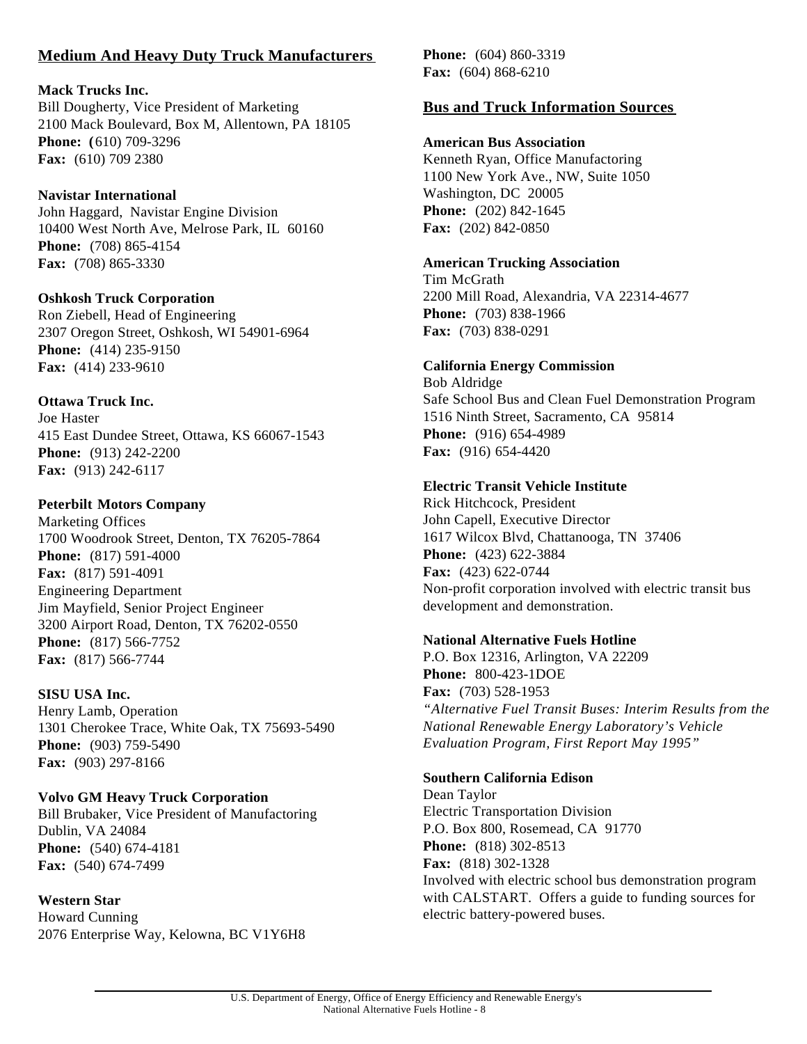## Medium And Heavy Duty Truck Manufacturers

**Mack Trucks Inc.**
Bill Dougherty, Vice President of Marketing
2100 Mack Boulevard, Box M, Allentown, PA 18105
**Phone: (**610) 709-3296
**Fax:** (610) 709 2380

**Navistar International**
John Haggard, Navistar Engine Division
10400 West North Ave, Melrose Park, IL 60160
**Phone:** (708) 865-4154
**Fax:** (708) 865-3330

**Oshkosh Truck Corporation**
Ron Ziebell, Head of Engineering
2307 Oregon Street, Oshkosh, WI 54901-6964
**Phone:** (414) 235-9150
**Fax:** (414) 233-9610

**Ottawa Truck Inc.**
Joe Haster
415 East Dundee Street, Ottawa, KS 66067-1543
**Phone:** (913) 242-2200
**Fax:** (913) 242-6117

**Peterbilt Motors Company**
Marketing Offices
1700 Woodrook Street, Denton, TX 76205-7864
**Phone:** (817) 591-4000
**Fax:** (817) 591-4091
Engineering Department
Jim Mayfield, Senior Project Engineer
3200 Airport Road, Denton, TX 76202-0550
**Phone:** (817) 566-7752
**Fax:** (817) 566-7744

**SISU USA Inc.**
Henry Lamb, Operation
1301 Cherokee Trace, White Oak, TX 75693-5490
**Phone:** (903) 759-5490
**Fax:** (903) 297-8166

**Volvo GM Heavy Truck Corporation**
Bill Brubaker, Vice President of Manufactoring
Dublin, VA 24084
**Phone:** (540) 674-4181
**Fax:** (540) 674-7499

**Western Star**
Howard Cunning
2076 Enterprise Way, Kelowna, BC V1Y6H8
**Phone:** (604) 860-3319
**Fax:** (604) 868-6210

## Bus and Truck Information Sources

**American Bus Association**
Kenneth Ryan, Office Manufactoring
1100 New York Ave., NW, Suite 1050
Washington, DC 20005
**Phone:** (202) 842-1645
**Fax:** (202) 842-0850

**American Trucking Association**
Tim McGrath
2200 Mill Road, Alexandria, VA 22314-4677
**Phone:** (703) 838-1966
**Fax:** (703) 838-0291

**California Energy Commission**
Bob Aldridge
Safe School Bus and Clean Fuel Demonstration Program
1516 Ninth Street, Sacramento, CA 95814
**Phone:** (916) 654-4989
**Fax:** (916) 654-4420

**Electric Transit Vehicle Institute**
Rick Hitchcock, President
John Capell, Executive Director
1617 Wilcox Blvd, Chattanooga, TN 37406
**Phone:** (423) 622-3884
**Fax:** (423) 622-0744
Non-profit corporation involved with electric transit bus development and demonstration.

**National Alternative Fuels Hotline**
P.O. Box 12316, Arlington, VA 22209
**Phone:** 800-423-1DOE
**Fax:** (703) 528-1953
*"Alternative Fuel Transit Buses: Interim Results from the National Renewable Energy Laboratory's Vehicle Evaluation Program, First Report May 1995"*

**Southern California Edison**
Dean Taylor
Electric Transportation Division
P.O. Box 800, Rosemead, CA 91770
**Phone:** (818) 302-8513
**Fax:** (818) 302-1328
Involved with electric school bus demonstration program with CALSTART. Offers a guide to funding sources for electric battery-powered buses.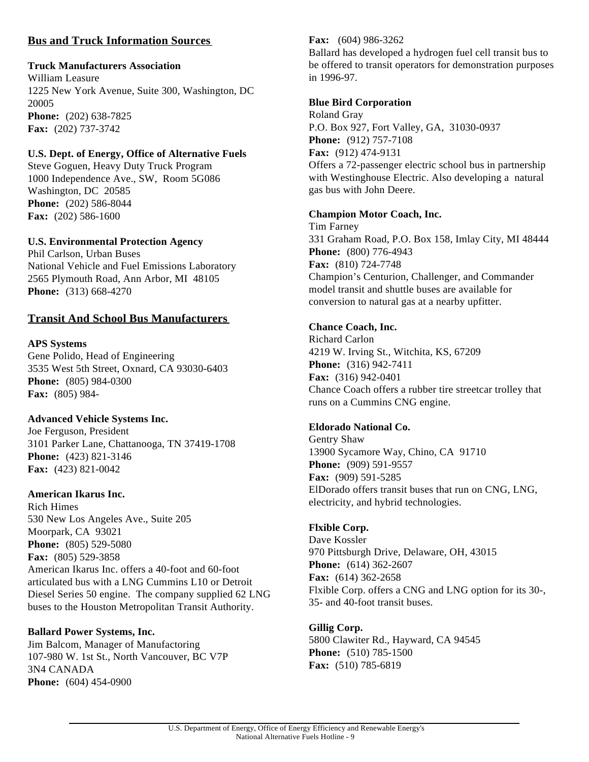## Bus and Truck Information Sources

**Truck Manufacturers Association**
William Leasure
1225 New York Avenue, Suite 300, Washington, DC 20005
**Phone:** (202) 638-7825
**Fax:** (202) 737-3742

**U.S. Dept. of Energy, Office of Alternative Fuels**
Steve Goguen, Heavy Duty Truck Program
1000 Independence Ave., SW, Room 5G086
Washington, DC 20585
**Phone:** (202) 586-8044
**Fax:** (202) 586-1600

**U.S. Environmental Protection Agency**
Phil Carlson, Urban Buses
National Vehicle and Fuel Emissions Laboratory
2565 Plymouth Road, Ann Arbor, MI 48105
**Phone:** (313) 668-4270

## Transit And School Bus Manufacturers

**APS Systems**
Gene Polido, Head of Engineering
3535 West 5th Street, Oxnard, CA 93030-6403
**Phone:** (805) 984-0300
**Fax:** (805) 984-

**Advanced Vehicle Systems Inc.**
Joe Ferguson, President
3101 Parker Lane, Chattanooga, TN 37419-1708
**Phone:** (423) 821-3146
**Fax:** (423) 821-0042

**American Ikarus Inc.**
Rich Himes
530 New Los Angeles Ave., Suite 205
Moorpark, CA 93021
**Phone:** (805) 529-5080
**Fax:** (805) 529-3858
American Ikarus Inc. offers a 40-foot and 60-foot articulated bus with a LNG Cummins L10 or Detroit Diesel Series 50 engine. The company supplied 62 LNG buses to the Houston Metropolitan Transit Authority.

**Ballard Power Systems, Inc.**
Jim Balcom, Manager of Manufacturing
107-980 W. 1st St., North Vancouver, BC V7P 3N4 CANADA
**Phone:** (604) 454-0900
**Fax:** (604) 986-3262
Ballard has developed a hydrogen fuel cell transit bus to be offered to transit operators for demonstration purposes in 1996-97.

**Blue Bird Corporation**
Roland Gray
P.O. Box 927, Fort Valley, GA, 31030-0937
**Phone:** (912) 757-7108
**Fax:** (912) 474-9131
Offers a 72-passenger electric school bus in partnership with Westinghouse Electric. Also developing a natural gas bus with John Deere.

**Champion Motor Coach, Inc.**
Tim Farney
331 Graham Road, P.O. Box 158, Imlay City, MI 48444
**Phone:** (800) 776-4943
**Fax:** (810) 724-7748
Champion's Centurion, Challenger, and Commander model transit and shuttle buses are available for conversion to natural gas at a nearby upfitter.

**Chance Coach, Inc.**
Richard Carlon
4219 W. Irving St., Witchita, KS, 67209
**Phone:** (316) 942-7411
**Fax:** (316) 942-0401
Chance Coach offers a rubber tire streetcar trolley that runs on a Cummins CNG engine.

**Eldorado National Co.**
Gentry Shaw
13900 Sycamore Way, Chino, CA 91710
**Phone:** (909) 591-9557
**Fax:** (909) 591-5285
ElDorado offers transit buses that run on CNG, LNG, electricity, and hybrid technologies.

**Flxible Corp.**
Dave Kossler
970 Pittsburgh Drive, Delaware, OH, 43015
**Phone:** (614) 362-2607
**Fax:** (614) 362-2658
Flxible Corp. offers a CNG and LNG option for its 30-, 35- and 40-foot transit buses.

**Gillig Corp.**
5800 Clawiter Rd., Hayward, CA 94545
**Phone:** (510) 785-1500
**Fax:** (510) 785-6819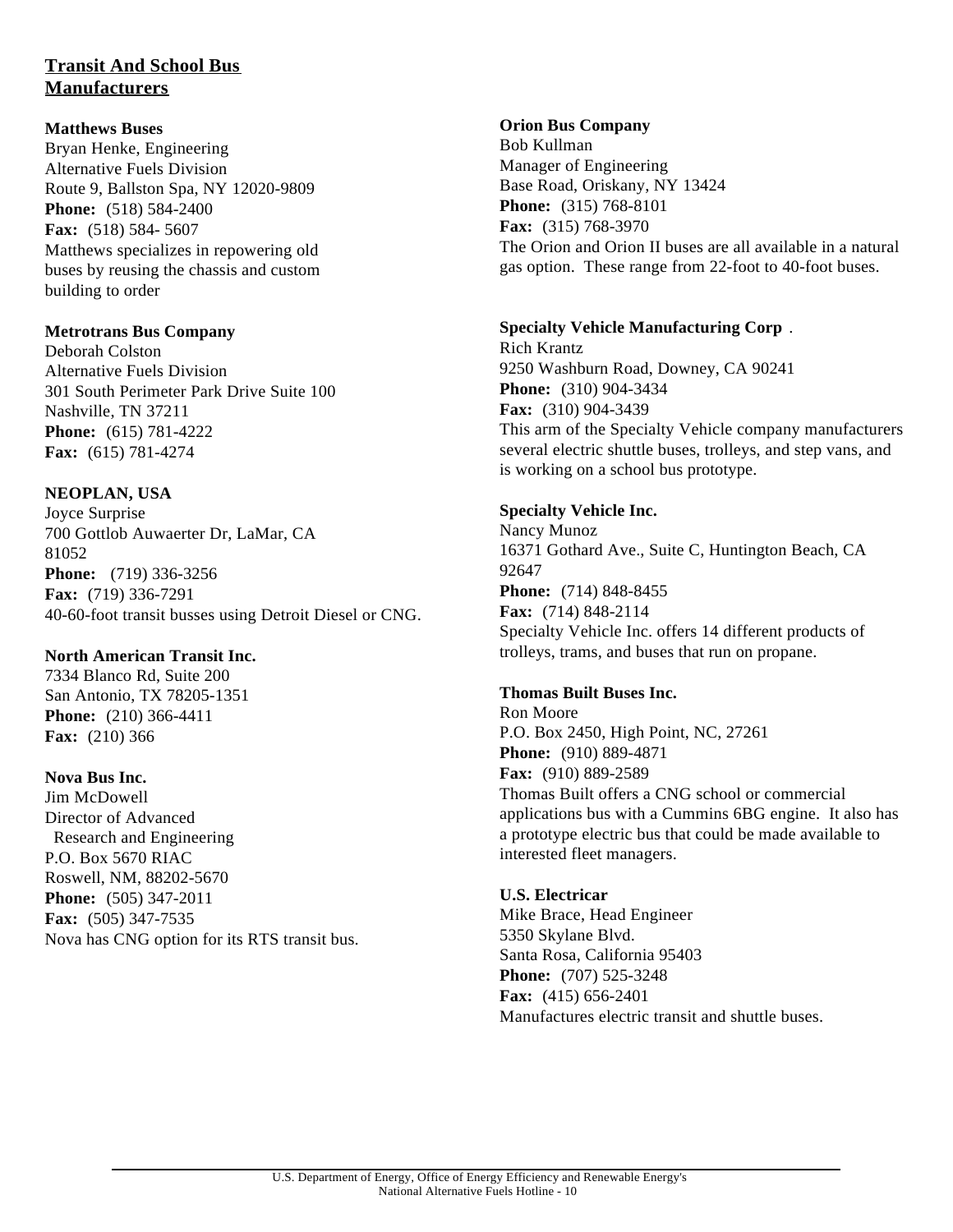## Transit And School Bus Manufacturers

**Matthews Buses**
Bryan Henke, Engineering
Alternative Fuels Division
Route 9, Ballston Spa, NY 12020-9809
**Phone:** (518) 584-2400
**Fax:** (518) 584- 5607
Matthews specializes in repowering old buses by reusing the chassis and custom building to order

**Metrotrans Bus Company**
Deborah Colston
Alternative Fuels Division
301 South Perimeter Park Drive Suite 100
Nashville, TN 37211
**Phone:** (615) 781-4222
**Fax:** (615) 781-4274

**NEOPLAN, USA**
Joyce Surprise
700 Gottlob Auwaerter Dr, LaMar, CA 81052
**Phone:** (719) 336-3256
**Fax:** (719) 336-7291
40-60-foot transit busses using Detroit Diesel or CNG.

**North American Transit Inc.**
7334 Blanco Rd, Suite 200
San Antonio, TX 78205-1351
**Phone:** (210) 366-4411
**Fax:** (210) 366

**Nova Bus Inc.**
Jim McDowell
Director of Advanced Research and Engineering
P.O. Box 5670 RIAC
Roswell, NM, 88202-5670
**Phone:** (505) 347-2011
**Fax:** (505) 347-7535
Nova has CNG option for its RTS transit bus.

**Orion Bus Company**
Bob Kullman
Manager of Engineering
Base Road, Oriskany, NY 13424
**Phone:** (315) 768-8101
**Fax:** (315) 768-3970
The Orion and Orion II buses are all available in a natural gas option. These range from 22-foot to 40-foot buses.

**Specialty Vehicle Manufacturing Corp**.
Rich Krantz
9250 Washburn Road, Downey, CA 90241
**Phone:** (310) 904-3434
**Fax:** (310) 904-3439
This arm of the Specialty Vehicle company manufacturers several electric shuttle buses, trolleys, and step vans, and is working on a school bus prototype.

**Specialty Vehicle Inc.**
Nancy Munoz
16371 Gothard Ave., Suite C, Huntington Beach, CA 92647
**Phone:** (714) 848-8455
**Fax:** (714) 848-2114
Specialty Vehicle Inc. offers 14 different products of trolleys, trams, and buses that run on propane.

**Thomas Built Buses Inc.**
Ron Moore
P.O. Box 2450, High Point, NC, 27261
**Phone:** (910) 889-4871
**Fax:** (910) 889-2589
Thomas Built offers a CNG school or commercial applications bus with a Cummins 6BG engine. It also has a prototype electric bus that could be made available to interested fleet managers.

**U.S. Electricar**
Mike Brace, Head Engineer
5350 Skylane Blvd.
Santa Rosa, California 95403
**Phone:** (707) 525-3248
**Fax:** (415) 656-2401
Manufactures electric transit and shuttle buses.